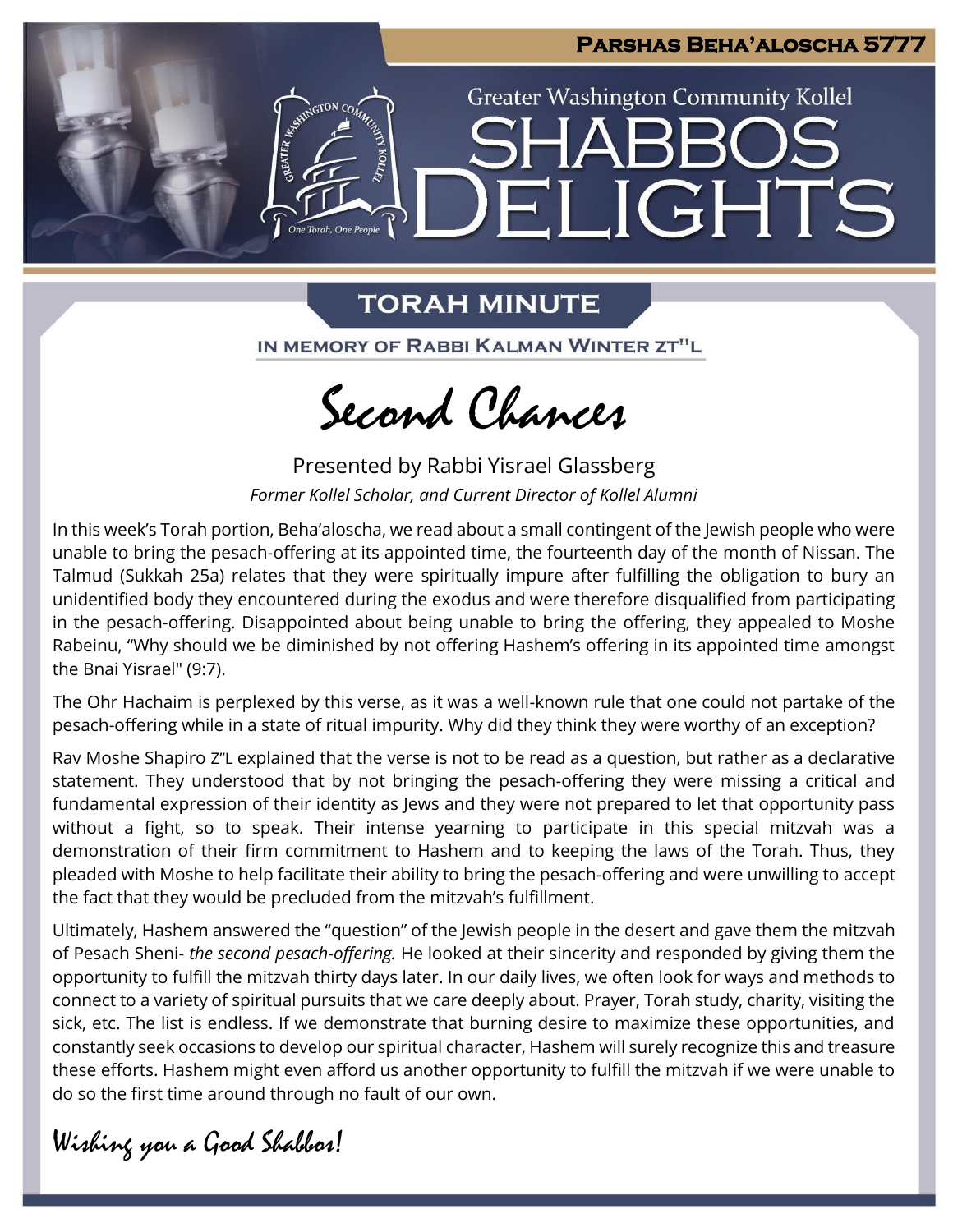**Parshas Beha'aloscha 5777**

Greater Washington Community Kollel

# Shabbos Delights

## Torah Minute

**In memory of Rabbi Kalman Winter zt"l**

# Second Chances

Presented by Rabbi Yisrael Glassberg

*Former Kollel Scholar, and Current Director of Kollel Alumni*

In this week's Torah portion, Beha'aloscha, we read about a small contingent of the Jewish people who were unable to bring the pesach-offering at its appointed time, the fourteenth day of the month of Nissan. The Talmud (Sukkah 25a) relates that they were spiritually impure after fulfilling the obligation to bury an unidentified body they encountered during the exodus and were therefore disqualified from participating in the pesach-offering. Disappointed about being unable to bring the offering, they appealed to Moshe Rabeinu, "Why should we be diminished by not offering Hashem's offering in its appointed time amongst the Bnai Yisrael" (9:7).

The Ohr Hachaim is perplexed by this verse, as it was a well-known rule that one could not partake of the pesach-offering while in a state of ritual impurity. Why did they think they were worthy of an exception?

Rav Moshe Shapiro z"l explained that the verse is not to be read as a question, but rather as a declarative statement. They understood that by not bringing the pesach-offering they were missing a critical and fundamental expression of their identity as Jews and they were not prepared to let that opportunity pass without a fight, so to speak. Their intense yearning to participate in this special mitzvah was a demonstration of their firm commitment to Hashem and to keeping the laws of the Torah. Thus, they pleaded with Moshe to help facilitate their ability to bring the pesach-offering and were unwilling to accept the fact that they would be precluded from the mitzvah's fulfillment.

Ultimately, Hashem answered the "question" of the Jewish people in the desert and gave them the mitzvah of Pesach Sheni- *the second pesach-offering.* He looked at their sincerity and responded by giving them the opportunity to fulfill the mitzvah thirty days later. In our daily lives, we often look for ways and methods to connect to a variety of spiritual pursuits that we care deeply about. Prayer, Torah study, charity, visiting the sick, etc. The list is endless. If we demonstrate that burning desire to maximize these opportunities, and constantly seek occasions to develop our spiritual character, Hashem will surely recognize this and treasure these efforts. Hashem might even afford us another opportunity to fulfill the mitzvah if we were unable to do so the first time around through no fault of our own.

*Wishing you a Good Shabbos!*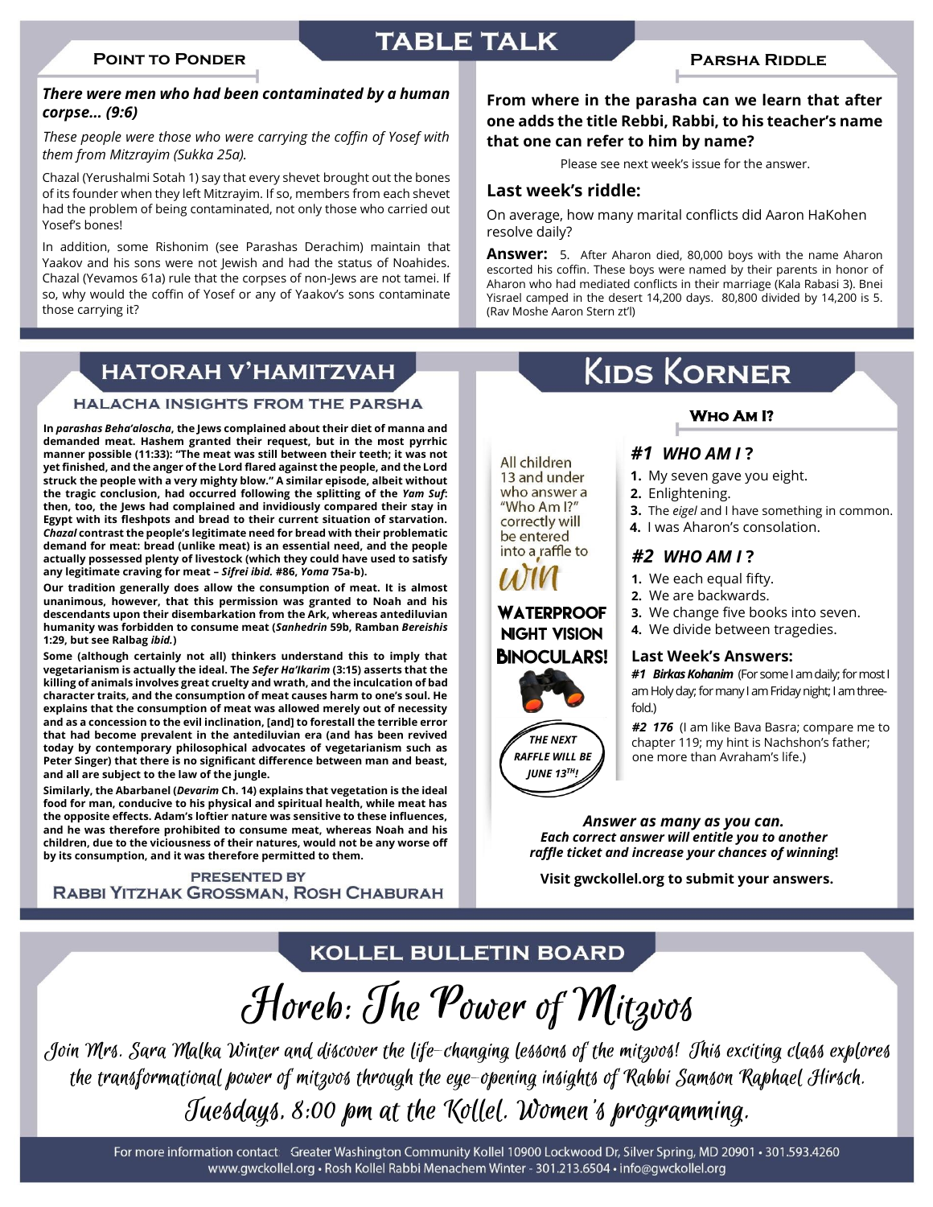# TABLE TALK

## Point to Ponder

***There were men who had been contaminated by a human corpse... (9:6)***

*These people were those who were carrying the coffin of Yosef with them from Mitzrayim (Sukka 25a).*

Chazal (Yerushalmi Sotah 1) say that every shevet brought out the bones of its founder when they left Mitzrayim. If so, members from each shevet had the problem of being contaminated, not only those who carried out Yosef's bones!

In addition, some Rishonim (see Parashas Derachim) maintain that Yaakov and his sons were not Jewish and had the status of Noahides. Chazal (Yevamos 61a) rule that the corpses of non-Jews are not tamei. If so, why would the coffin of Yosef or any of Yaakov's sons contaminate those carrying it?

## Parsha Riddle

**From where in the parasha can we learn that after one adds the title Rebbi, Rabbi, to his teacher's name that one can refer to him by name?**

Please see next week's issue for the answer.

### Last week's riddle:

On average, how many marital conflicts did Aaron HaKohen resolve daily?

**Answer:** 5. After Aharon died, 80,000 boys with the name Aharon escorted his coffin. These boys were named by their parents in honor of Aharon who had mediated conflicts in their marriage (Kala Rabasi 3). Bnei Yisrael camped in the desert 14,200 days. 80,800 divided by 14,200 is 5. (Rav Moshe Aaron Stern zt'l)

# HATORAH V'HAMITZVAH

## HALACHA INSIGHTS FROM THE PARSHA

**In *parashas Beha'aloscha*, the Jews complained about their diet of manna and demanded meat. Hashem granted their request, but in the most pyrrhic manner possible (11:33): "The meat was still between their teeth; it was not yet finished, and the anger of the Lord flared against the people, and the Lord struck the people with a very mighty blow." A similar episode, albeit without the tragic conclusion, had occurred following the splitting of the *Yam Suf*: then, too, the Jews had complained and invidiously compared their stay in Egypt with its fleshpots and bread to their current situation of starvation. *Chazal* contrast the people's legitimate need for bread with their problematic demand for meat: bread (unlike meat) is an essential need, and the people actually possessed plenty of livestock (which they could have used to satisfy any legitimate craving for meat – *Sifrei ibid.* #86, *Yoma* 75a-b).**

**Our tradition generally does allow the consumption of meat. It is almost unanimous, however, that this permission was granted to Noah and his descendants upon their disembarkation from the Ark, whereas antediluvian humanity was forbidden to consume meat (*Sanhedrin* 59b, Ramban *Bereishis* 1:29, but see Ralbag *ibid.*)**

**Some (although certainly not all) thinkers understand this to imply that vegetarianism is actually the ideal. The *Sefer Ha'Ikarim* (3:15) asserts that the killing of animals involves great cruelty and wrath, and the inculcation of bad character traits, and the consumption of meat causes harm to one's soul. He explains that the consumption of meat was allowed merely out of necessity and as a concession to the evil inclination, [and] to forestall the terrible error that had become prevalent in the antediluvian era (and has been revived today by contemporary philosophical advocates of vegetarianism such as Peter Singer) that there is no significant difference between man and beast, and all are subject to the law of the jungle.**

**Similarly, the Abarbanel (*Devarim* Ch. 14) explains that vegetation is the ideal food for man, conducive to his physical and spiritual health, while meat has the opposite effects. Adam's loftier nature was sensitive to these influences, and he was therefore prohibited to consume meat, whereas Noah and his children, due to the viciousness of their natures, would not be any worse off by its consumption, and it was therefore permitted to them.**

PRESENTED BY
RABBI YITZHAK GROSSMAN, ROSH CHABURAH

# Kids Korner

## Who Am I?

All children 13 and under who answer a "Who Am I?" correctly will be entered into a raffle to **win**

**WATERPROOF NIGHT VISION BINOCULARS!**

*THE NEXT RAFFLE WILL BE JUNE 13TH!*

### #1 WHO AM I ?

1. My seven gave you eight.
2. Enlightening.
3. The *eigel* and I have something in common.
4. I was Aharon's consolation.

### #2 WHO AM I ?

1. We each equal fifty.
2. We are backwards.
3. We change five books into seven.
4. We divide between tragedies.

### Last Week's Answers:

***#1 Birkas Kohanim*** (For some I am daily; for most I am Holy day; for many I am Friday night; I am three-fold.)

***#2 176*** (I am like Bava Basra; compare me to chapter 119; my hint is Nachshon's father; one more than Avraham's life.)

***Answer as many as you can.***
***Each correct answer will entitle you to another raffle ticket and increase your chances of winning!***

**Visit gwckollel.org to submit your answers.**

# KOLLEL BULLETIN BOARD

## Horeb: The Power of Mitzvos

Join Mrs. Sara Malka Winter and discover the life-changing lessons of the mitzvos! This exciting class explores the transformational power of mitzvos through the eye-opening insights of Rabbi Samson Raphael Hirsch.

Tuesdays, 8:00 pm at the Kollel. Women's programming.

For more information contact: Greater Washington Community Kollel 10900 Lockwood Dr, Silver Spring, MD 20901 • 301.593.4260
www.gwckollel.org • Rosh Kollel Rabbi Menachem Winter - 301.213.6504 • info@gwckollel.org